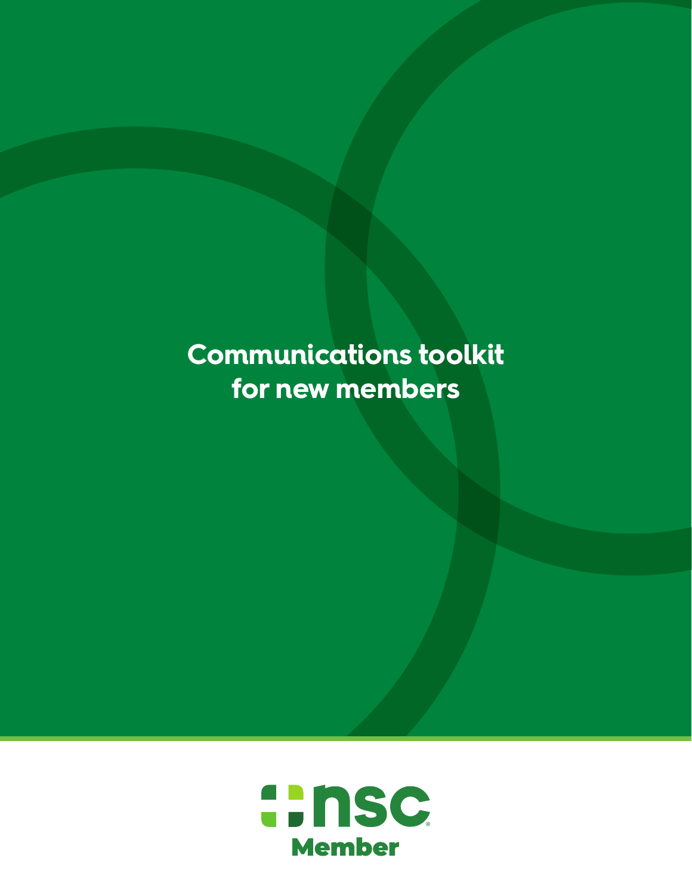# Communications toolkit for new members

nsc Member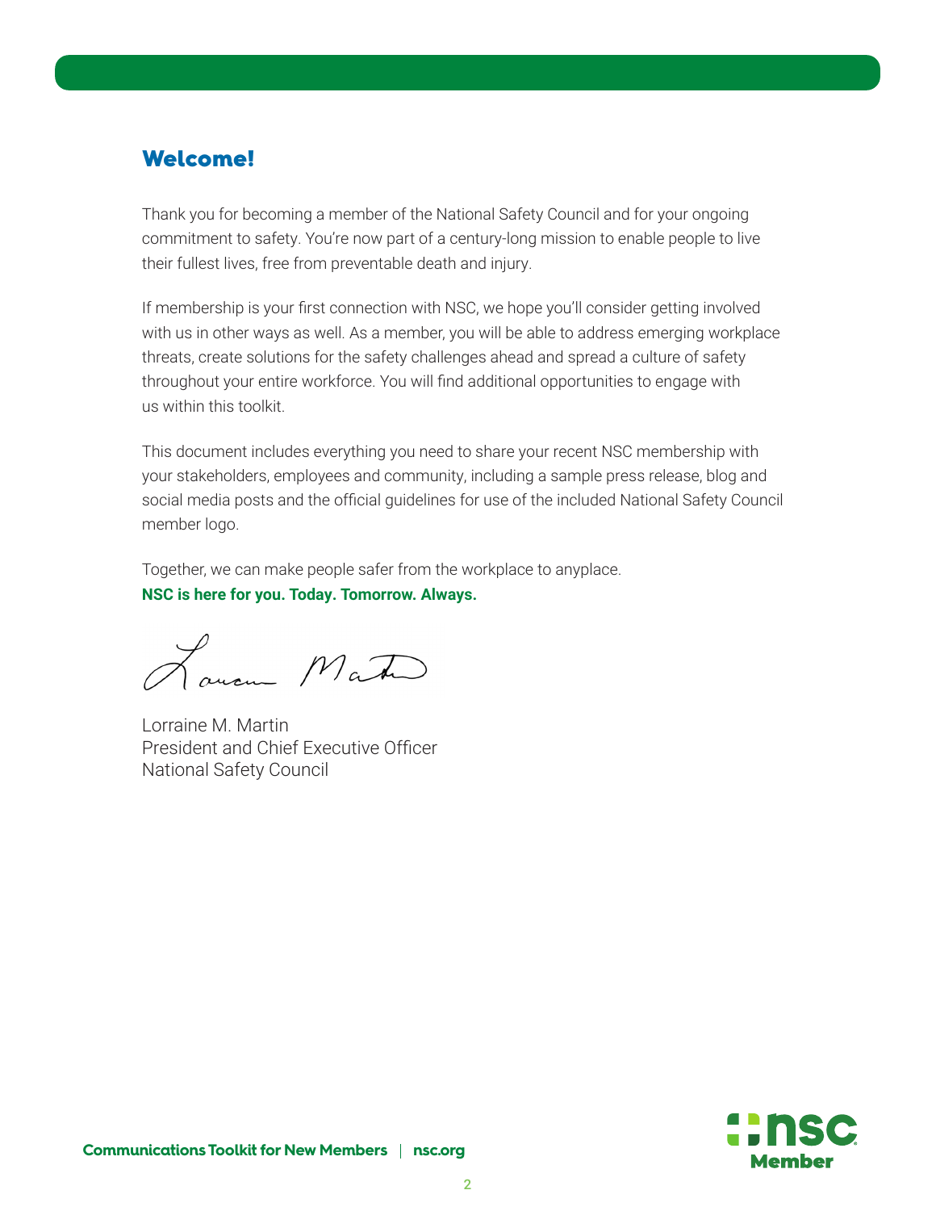## Welcome!

Thank you for becoming a member of the National Safety Council and for your ongoing commitment to safety. You're now part of a century-long mission to enable people to live their fullest lives, free from preventable death and injury.

If membership is your first connection with NSC, we hope you'll consider getting involved with us in other ways as well. As a member, you will be able to address emerging workplace threats, create solutions for the safety challenges ahead and spread a culture of safety throughout your entire workforce. You will find additional opportunities to engage with us within this toolkit.

This document includes everything you need to share your recent NSC membership with your stakeholders, employees and community, including a sample press release, blog and social media posts and the official guidelines for use of the included National Safety Council member logo.

Together, we can make people safer from the workplace to anyplace.
**NSC is here for you. Today. Tomorrow. Always.**

Lorraine M. Martin
President and Chief Executive Officer
National Safety Council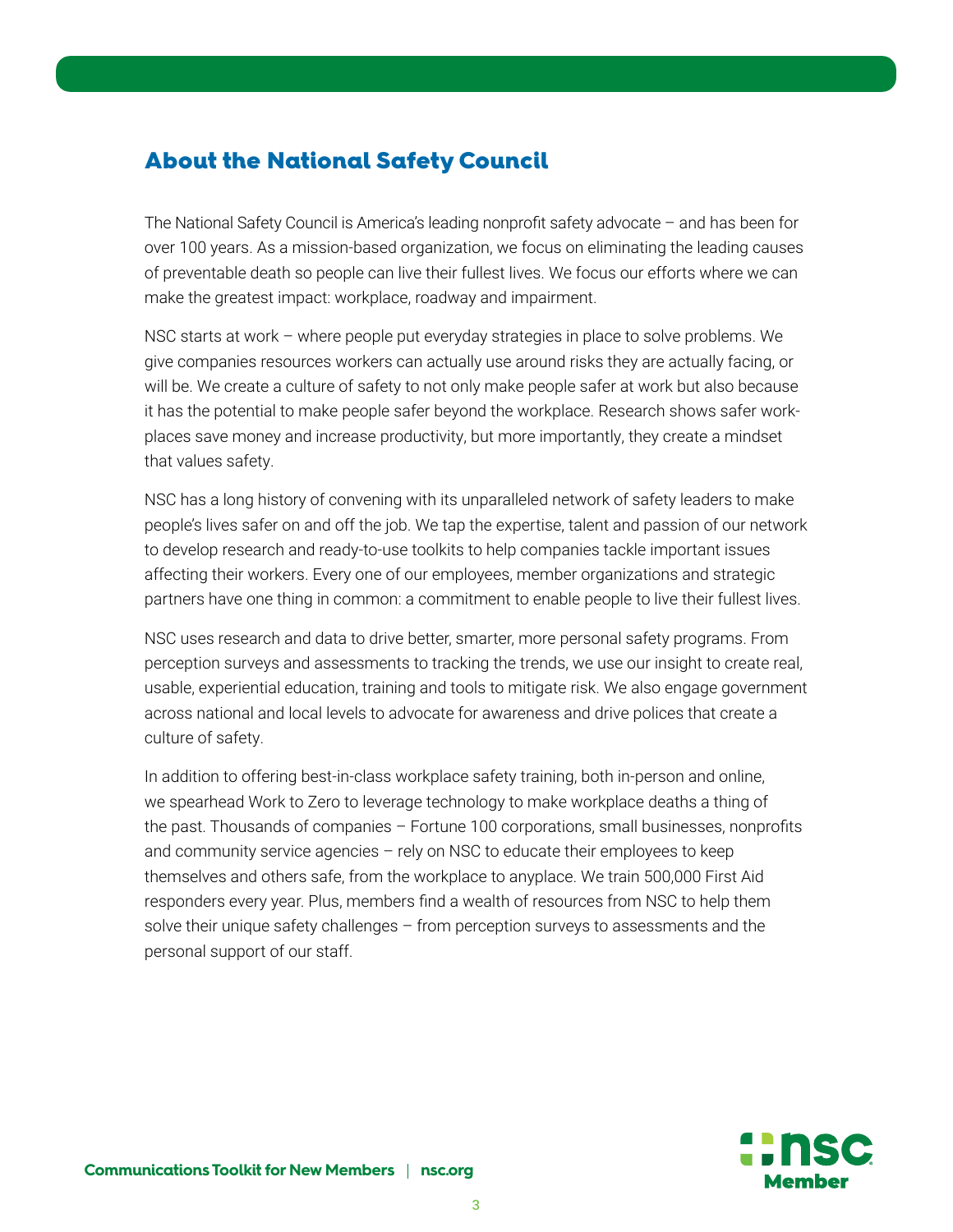## About the National Safety Council

The National Safety Council is America's leading nonprofit safety advocate – and has been for over 100 years. As a mission-based organization, we focus on eliminating the leading causes of preventable death so people can live their fullest lives. We focus our efforts where we can make the greatest impact: workplace, roadway and impairment.

NSC starts at work – where people put everyday strategies in place to solve problems. We give companies resources workers can actually use around risks they are actually facing, or will be. We create a culture of safety to not only make people safer at work but also because it has the potential to make people safer beyond the workplace. Research shows safer workplaces save money and increase productivity, but more importantly, they create a mindset that values safety.

NSC has a long history of convening with its unparalleled network of safety leaders to make people's lives safer on and off the job. We tap the expertise, talent and passion of our network to develop research and ready-to-use toolkits to help companies tackle important issues affecting their workers. Every one of our employees, member organizations and strategic partners have one thing in common: a commitment to enable people to live their fullest lives.

NSC uses research and data to drive better, smarter, more personal safety programs. From perception surveys and assessments to tracking the trends, we use our insight to create real, usable, experiential education, training and tools to mitigate risk. We also engage government across national and local levels to advocate for awareness and drive polices that create a culture of safety.

In addition to offering best-in-class workplace safety training, both in-person and online, we spearhead Work to Zero to leverage technology to make workplace deaths a thing of the past. Thousands of companies – Fortune 100 corporations, small businesses, nonprofits and community service agencies – rely on NSC to educate their employees to keep themselves and others safe, from the workplace to anyplace. We train 500,000 First Aid responders every year. Plus, members find a wealth of resources from NSC to help them solve their unique safety challenges – from perception surveys to assessments and the personal support of our staff.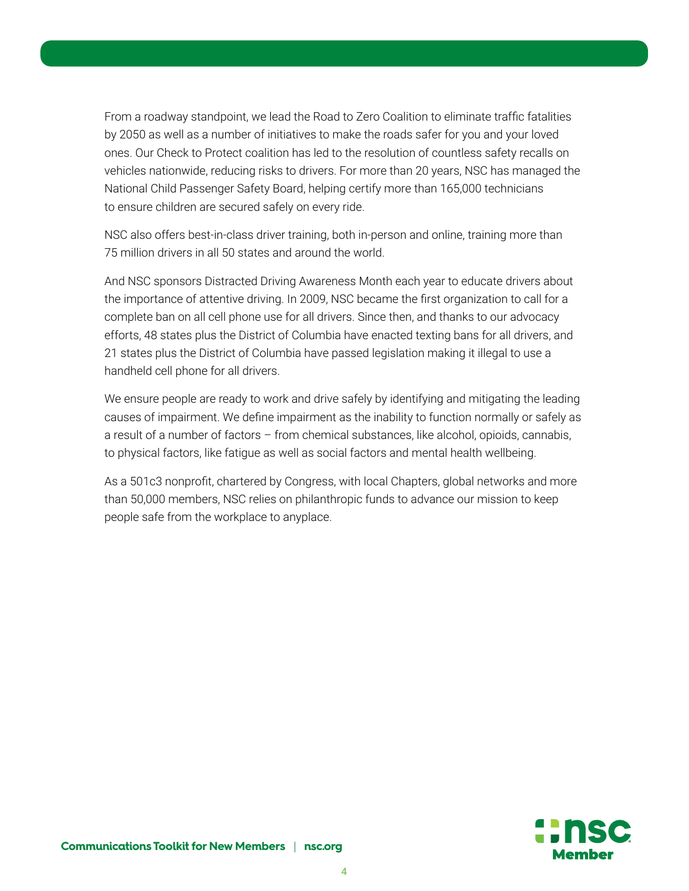From a roadway standpoint, we lead the Road to Zero Coalition to eliminate traffic fatalities by 2050 as well as a number of initiatives to make the roads safer for you and your loved ones. Our Check to Protect coalition has led to the resolution of countless safety recalls on vehicles nationwide, reducing risks to drivers. For more than 20 years, NSC has managed the National Child Passenger Safety Board, helping certify more than 165,000 technicians to ensure children are secured safely on every ride.

NSC also offers best-in-class driver training, both in-person and online, training more than 75 million drivers in all 50 states and around the world.

And NSC sponsors Distracted Driving Awareness Month each year to educate drivers about the importance of attentive driving. In 2009, NSC became the first organization to call for a complete ban on all cell phone use for all drivers. Since then, and thanks to our advocacy efforts, 48 states plus the District of Columbia have enacted texting bans for all drivers, and 21 states plus the District of Columbia have passed legislation making it illegal to use a handheld cell phone for all drivers.

We ensure people are ready to work and drive safely by identifying and mitigating the leading causes of impairment. We define impairment as the inability to function normally or safely as a result of a number of factors – from chemical substances, like alcohol, opioids, cannabis, to physical factors, like fatigue as well as social factors and mental health wellbeing.

As a 501c3 nonprofit, chartered by Congress, with local Chapters, global networks and more than 50,000 members, NSC relies on philanthropic funds to advance our mission to keep people safe from the workplace to anyplace.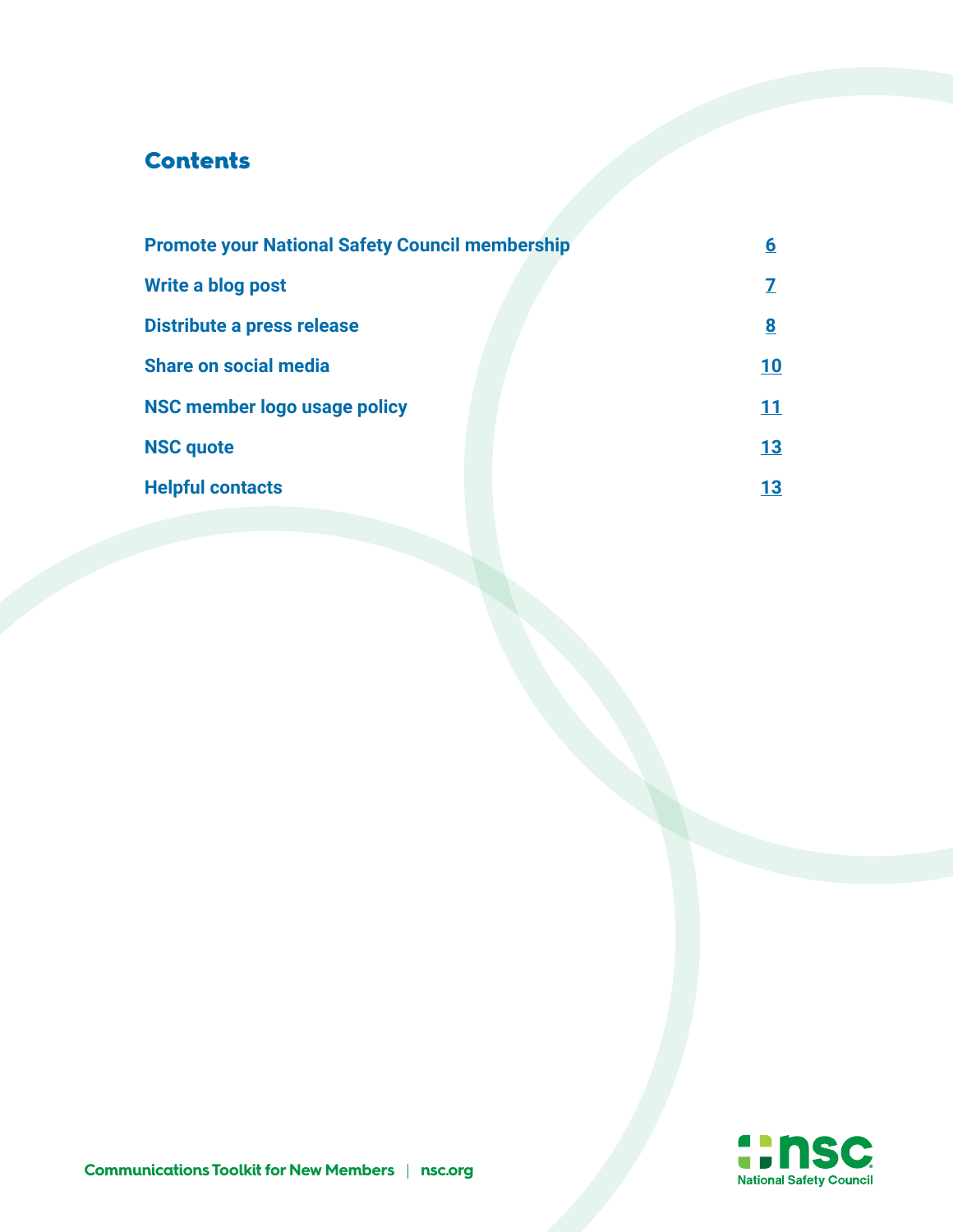## Contents

| | |
|---|---|
| Promote your National Safety Council membership | 6 |
| Write a blog post | 7 |
| Distribute a press release | 8 |
| Share on social media | 10 |
| NSC member logo usage policy | 11 |
| NSC quote | 13 |
| Helpful contacts | 13 |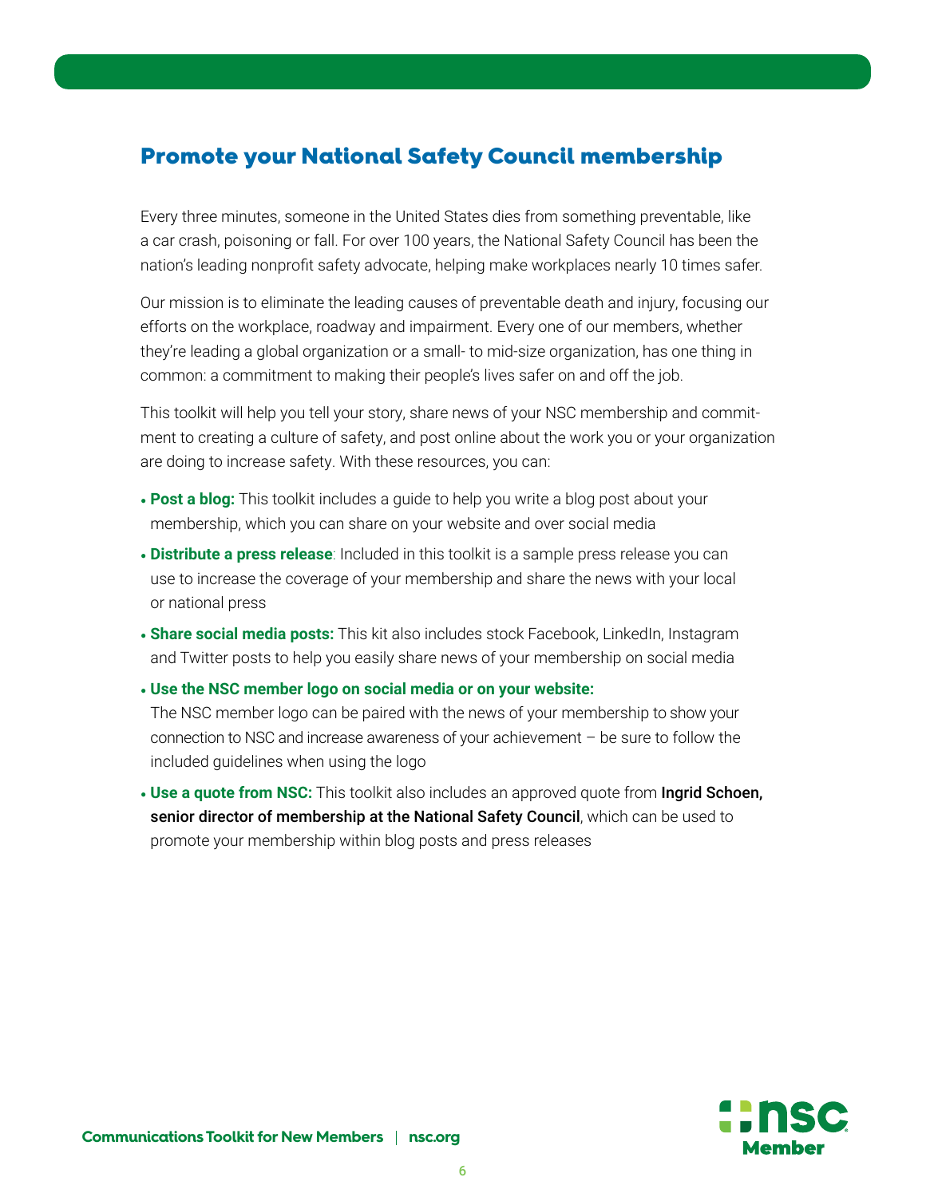## Promote your National Safety Council membership

Every three minutes, someone in the United States dies from something preventable, like a car crash, poisoning or fall. For over 100 years, the National Safety Council has been the nation's leading nonprofit safety advocate, helping make workplaces nearly 10 times safer.

Our mission is to eliminate the leading causes of preventable death and injury, focusing our efforts on the workplace, roadway and impairment. Every one of our members, whether they're leading a global organization or a small- to mid-size organization, has one thing in common: a commitment to making their people's lives safer on and off the job.

This toolkit will help you tell your story, share news of your NSC membership and commitment to creating a culture of safety, and post online about the work you or your organization are doing to increase safety. With these resources, you can:

- **Post a blog:** This toolkit includes a guide to help you write a blog post about your membership, which you can share on your website and over social media
- **Distribute a press release**: Included in this toolkit is a sample press release you can use to increase the coverage of your membership and share the news with your local or national press
- **Share social media posts:** This kit also includes stock Facebook, LinkedIn, Instagram and Twitter posts to help you easily share news of your membership on social media
- **Use the NSC member logo on social media or on your website:** The NSC member logo can be paired with the news of your membership to show your connection to NSC and increase awareness of your achievement – be sure to follow the included guidelines when using the logo
- **Use a quote from NSC:** This toolkit also includes an approved quote from Ingrid Schoen, senior director of membership at the National Safety Council, which can be used to promote your membership within blog posts and press releases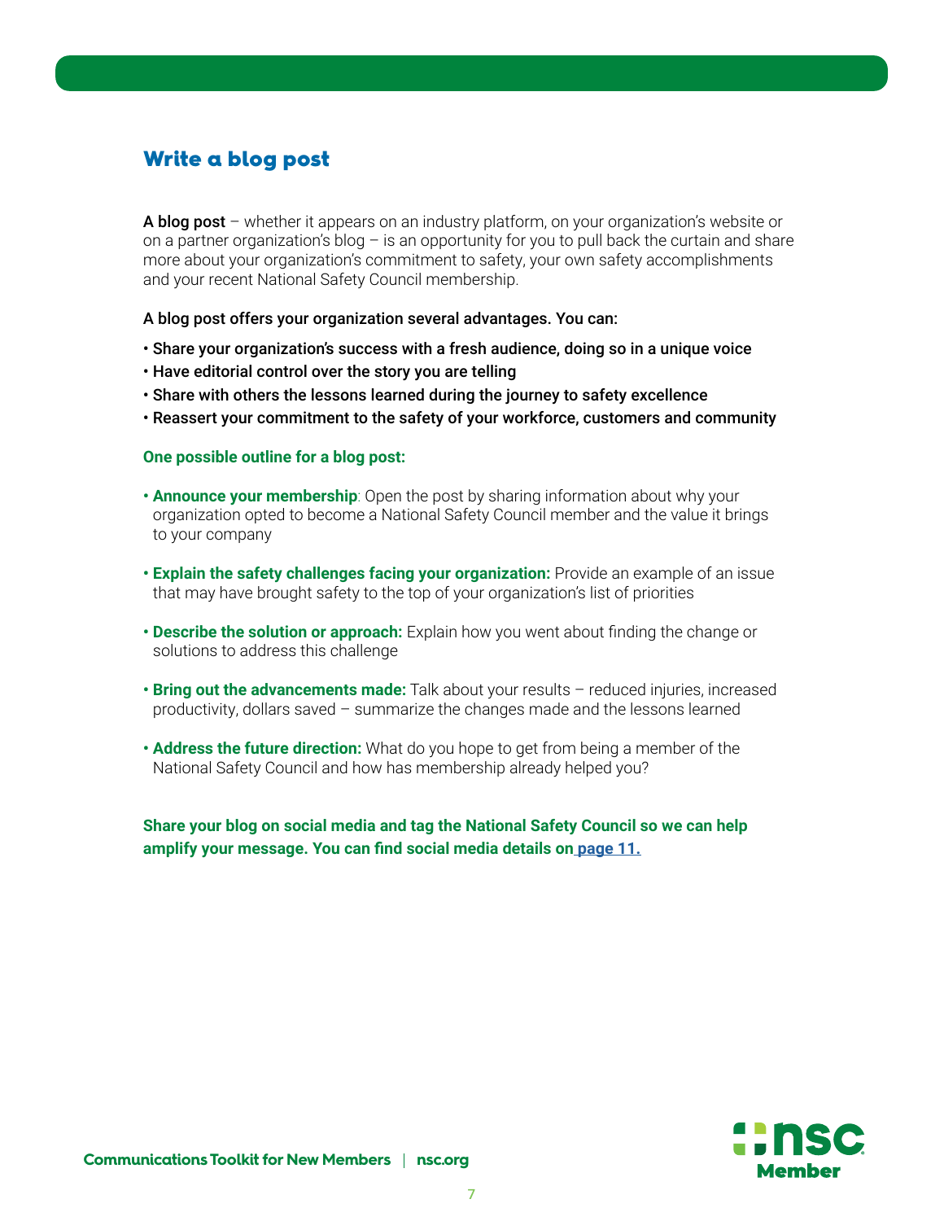## Write a blog post

**A blog post** – whether it appears on an industry platform, on your organization's website or on a partner organization's blog – is an opportunity for you to pull back the curtain and share more about your organization's commitment to safety, your own safety accomplishments and your recent National Safety Council membership.

A blog post offers your organization several advantages. You can:

- Share your organization's success with a fresh audience, doing so in a unique voice
- Have editorial control over the story you are telling
- Share with others the lessons learned during the journey to safety excellence
- Reassert your commitment to the safety of your workforce, customers and community

**One possible outline for a blog post:**

- **Announce your membership**: Open the post by sharing information about why your organization opted to become a National Safety Council member and the value it brings to your company
- **Explain the safety challenges facing your organization:** Provide an example of an issue that may have brought safety to the top of your organization's list of priorities
- **Describe the solution or approach:** Explain how you went about finding the change or solutions to address this challenge
- **Bring out the advancements made:** Talk about your results – reduced injuries, increased productivity, dollars saved – summarize the changes made and the lessons learned
- **Address the future direction:** What do you hope to get from being a member of the National Safety Council and how has membership already helped you?

**Share your blog on social media and tag the National Safety Council so we can help amplify your message. You can find social media details on page 11.**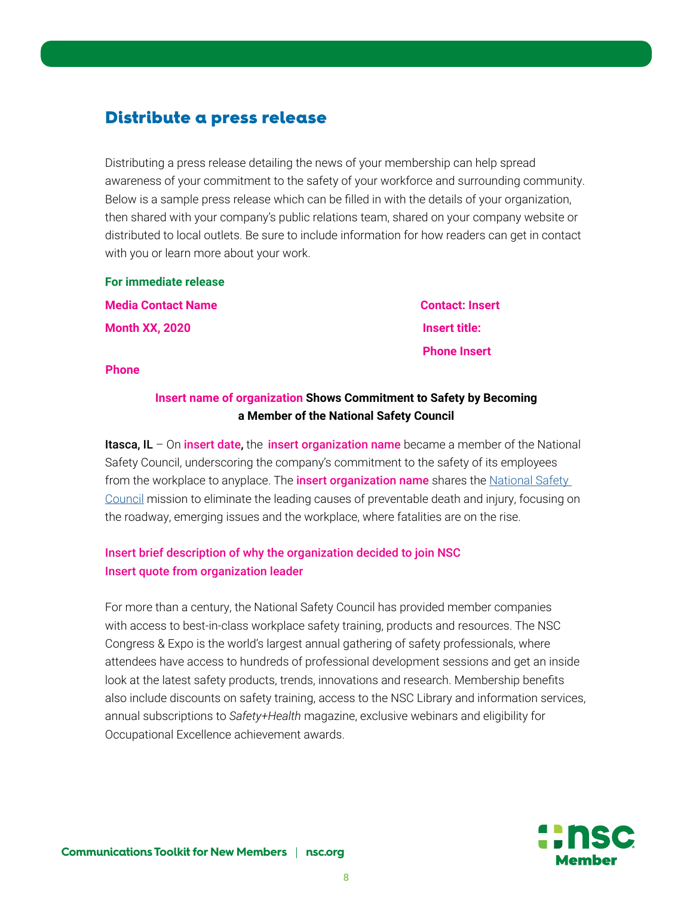## Distribute a press release

Distributing a press release detailing the news of your membership can help spread awareness of your commitment to the safety of your workforce and surrounding community. Below is a sample press release which can be filled in with the details of your organization, then shared with your company's public relations team, shared on your company website or distributed to local outlets. Be sure to include information for how readers can get in contact with you or learn more about your work.

**For immediate release**

**Media Contact Name**

**Month XX, 2020**

**Phone**

**Contact: Insert**

**Insert title:**

**Phone Insert**

**Insert name of organization Shows Commitment to Safety by Becoming a Member of the National Safety Council**

**Itasca, IL** – On **insert date,** the **insert organization name** became a member of the National Safety Council, underscoring the company's commitment to the safety of its employees from the workplace to anyplace. The **insert organization name** shares the National Safety Council mission to eliminate the leading causes of preventable death and injury, focusing on the roadway, emerging issues and the workplace, where fatalities are on the rise.

**Insert brief description of why the organization decided to join NSC**
**Insert quote from organization leader**

For more than a century, the National Safety Council has provided member companies with access to best-in-class workplace safety training, products and resources. The NSC Congress & Expo is the world's largest annual gathering of safety professionals, where attendees have access to hundreds of professional development sessions and get an inside look at the latest safety products, trends, innovations and research. Membership benefits also include discounts on safety training, access to the NSC Library and information services, annual subscriptions to *Safety+Health* magazine, exclusive webinars and eligibility for Occupational Excellence achievement awards.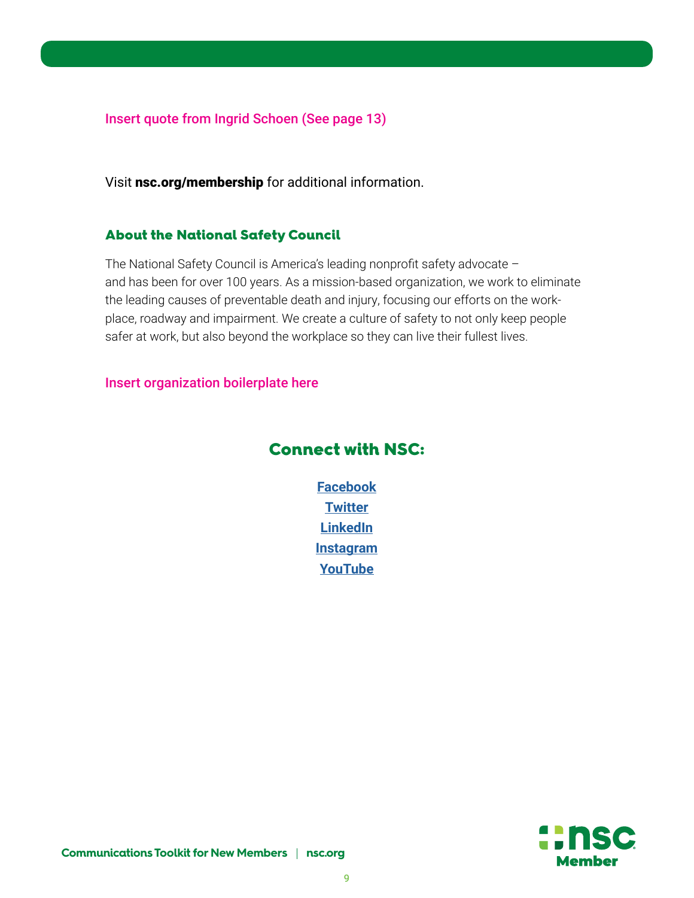Insert quote from Ingrid Schoen (See page 13)

Visit **nsc.org/membership** for additional information.

### About the National Safety Council

The National Safety Council is America's leading nonprofit safety advocate – and has been for over 100 years. As a mission-based organization, we work to eliminate the leading causes of preventable death and injury, focusing our efforts on the workplace, roadway and impairment. We create a culture of safety to not only keep people safer at work, but also beyond the workplace so they can live their fullest lives.

Insert organization boilerplate here

## Connect with NSC:

**Facebook**
**Twitter**
**LinkedIn**
**Instagram**
**YouTube**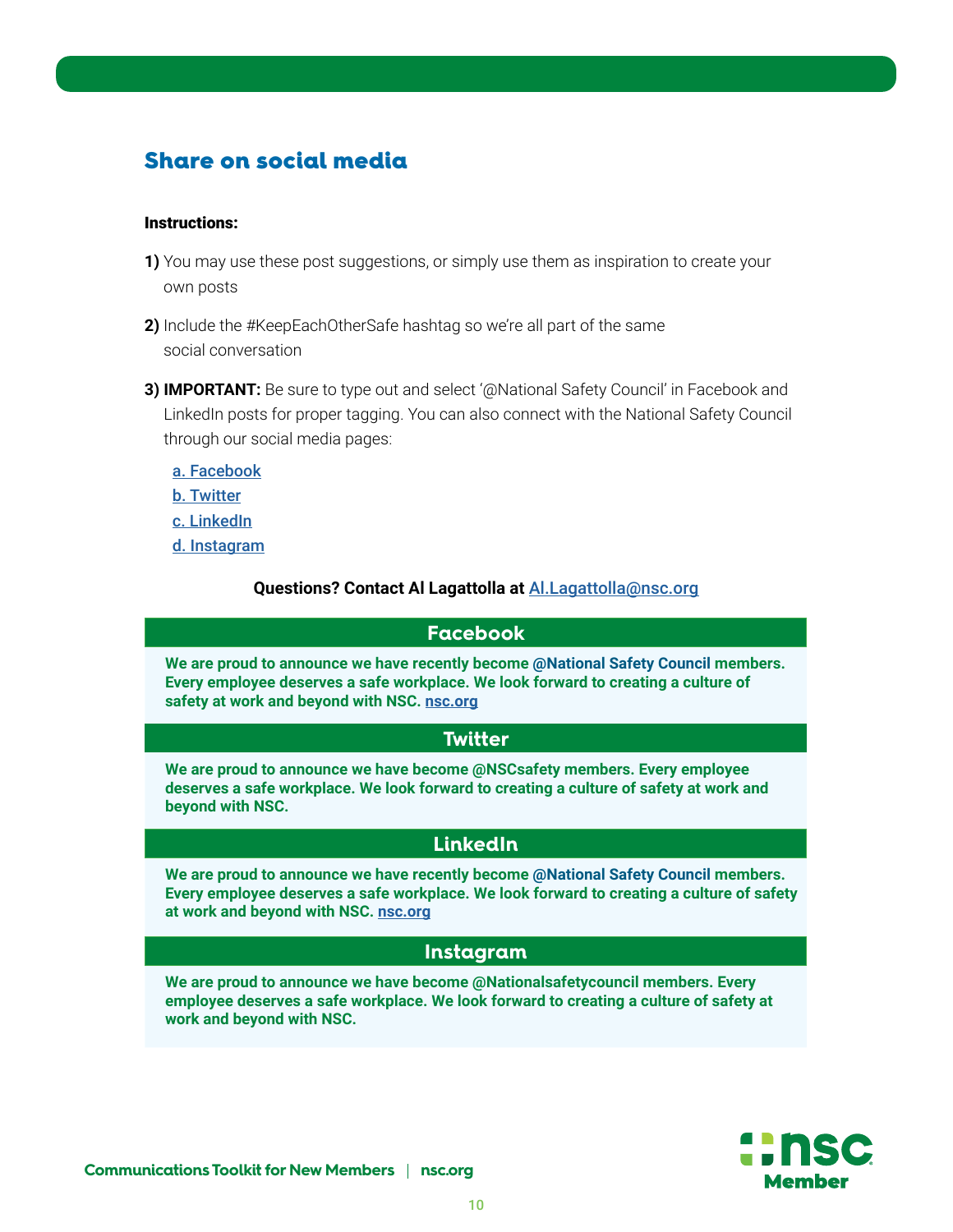## Share on social media

**Instructions:**

**1)** You may use these post suggestions, or simply use them as inspiration to create your own posts

**2)** Include the #KeepEachOtherSafe hashtag so we're all part of the same social conversation

**3) IMPORTANT:** Be sure to type out and select '@National Safety Council' in Facebook and LinkedIn posts for proper tagging. You can also connect with the National Safety Council through our social media pages:

a. Facebook
b. Twitter
c. LinkedIn
d. Instagram

**Questions? Contact Al Lagattolla at Al.Lagattolla@nsc.org**

| Facebook |
|---|
| **We are proud to announce we have recently become @National Safety Council members. Every employee deserves a safe workplace. We look forward to creating a culture of safety at work and beyond with NSC. nsc.org** |

| Twitter |
|---|
| **We are proud to announce we have become @NSCsafety members. Every employee deserves a safe workplace. We look forward to creating a culture of safety at work and beyond with NSC.** |

| LinkedIn |
|---|
| **We are proud to announce we have recently become @National Safety Council members. Every employee deserves a safe workplace. We look forward to creating a culture of safety at work and beyond with NSC. nsc.org** |

| Instagram |
|---|
| **We are proud to announce we have become @Nationalsafetycouncil members. Every employee deserves a safe workplace. We look forward to creating a culture of safety at work and beyond with NSC.** |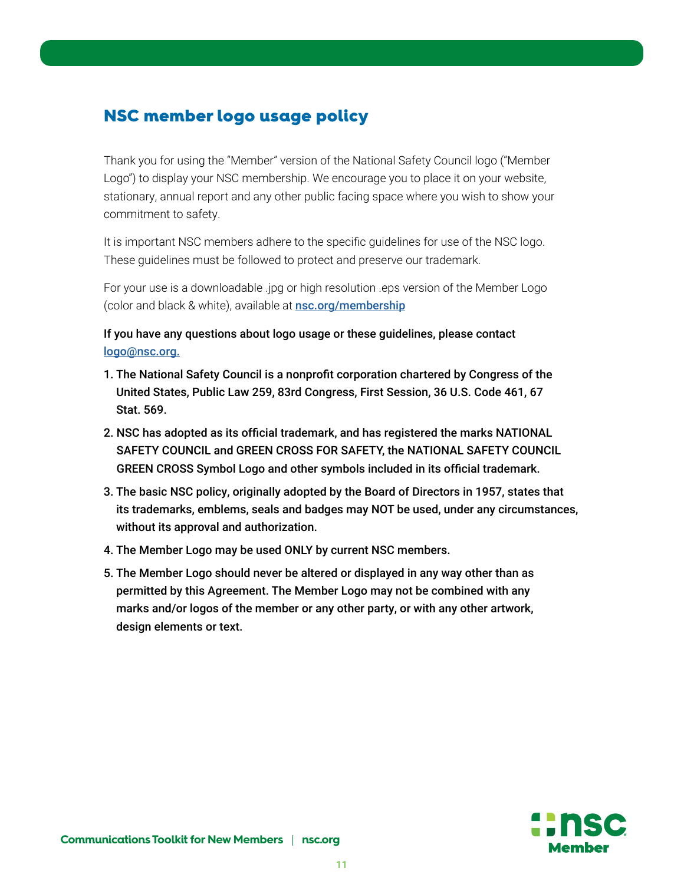## NSC member logo usage policy

Thank you for using the "Member" version of the National Safety Council logo ("Member Logo") to display your NSC membership. We encourage you to place it on your website, stationary, annual report and any other public facing space where you wish to show your commitment to safety.

It is important NSC members adhere to the specific guidelines for use of the NSC logo. These guidelines must be followed to protect and preserve our trademark.

For your use is a downloadable .jpg or high resolution .eps version of the Member Logo (color and black & white), available at **nsc.org/membership**

**If you have any questions about logo usage or these guidelines, please contact logo@nsc.org.**

1. **The National Safety Council is a nonprofit corporation chartered by Congress of the United States, Public Law 259, 83rd Congress, First Session, 36 U.S. Code 461, 67 Stat. 569.**
2. **NSC has adopted as its official trademark, and has registered the marks NATIONAL SAFETY COUNCIL and GREEN CROSS FOR SAFETY, the NATIONAL SAFETY COUNCIL GREEN CROSS Symbol Logo and other symbols included in its official trademark.**
3. **The basic NSC policy, originally adopted by the Board of Directors in 1957, states that its trademarks, emblems, seals and badges may NOT be used, under any circumstances, without its approval and authorization.**
4. **The Member Logo may be used ONLY by current NSC members.**
5. **The Member Logo should never be altered or displayed in any way other than as permitted by this Agreement. The Member Logo may not be combined with any marks and/or logos of the member or any other party, or with any other artwork, design elements or text.**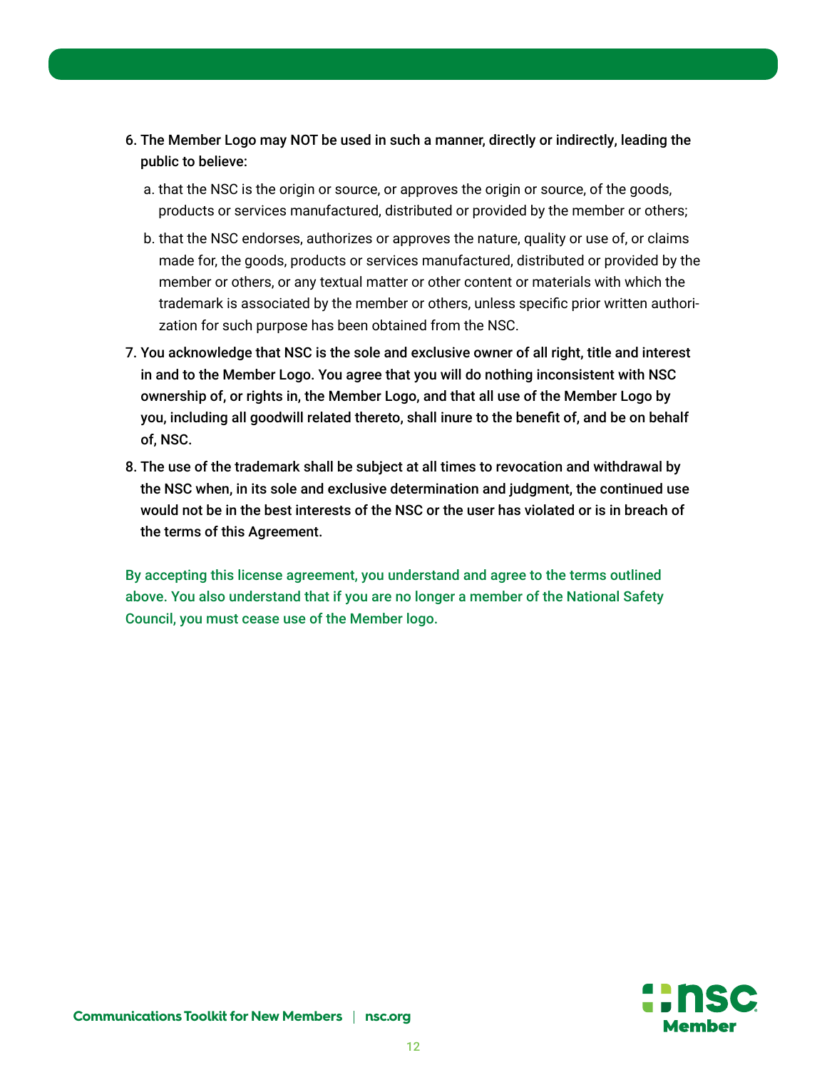6. **The Member Logo may NOT be used in such a manner, directly or indirectly, leading the public to believe:**
   a. that the NSC is the origin or source, or approves the origin or source, of the goods, products or services manufactured, distributed or provided by the member or others;
   b. that the NSC endorses, authorizes or approves the nature, quality or use of, or claims made for, the goods, products or services manufactured, distributed or provided by the member or others, or any textual matter or other content or materials with which the trademark is associated by the member or others, unless specific prior written authorization for such purpose has been obtained from the NSC.
7. **You acknowledge that NSC is the sole and exclusive owner of all right, title and interest in and to the Member Logo. You agree that you will do nothing inconsistent with NSC ownership of, or rights in, the Member Logo, and that all use of the Member Logo by you, including all goodwill related thereto, shall inure to the benefit of, and be on behalf of, NSC.**
8. **The use of the trademark shall be subject at all times to revocation and withdrawal by the NSC when, in its sole and exclusive determination and judgment, the continued use would not be in the best interests of the NSC or the user has violated or is in breach of the terms of this Agreement.**

**By accepting this license agreement, you understand and agree to the terms outlined above. You also understand that if you are no longer a member of the National Safety Council, you must cease use of the Member logo.**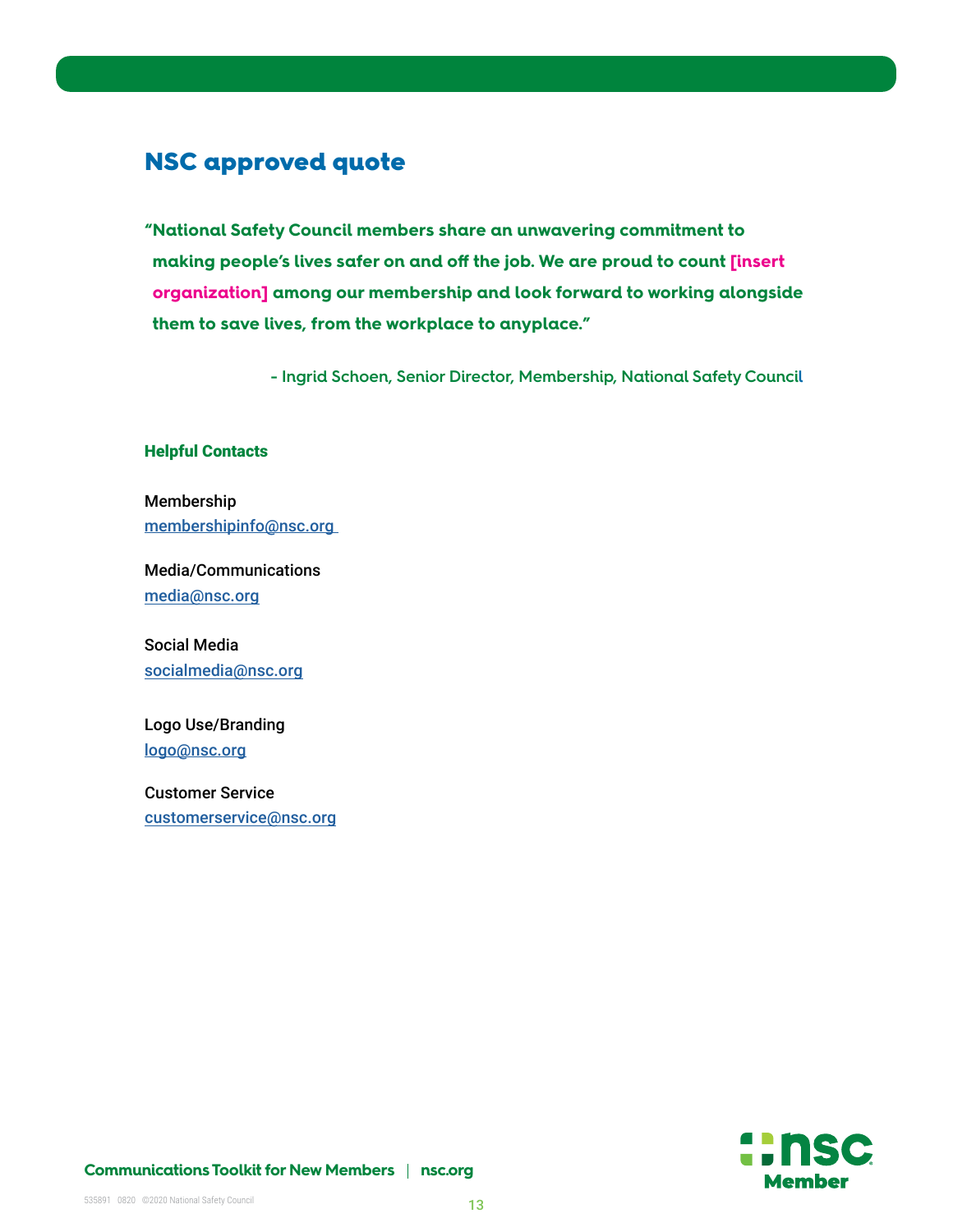## NSC approved quote

**"National Safety Council members share an unwavering commitment to making people's lives safer on and off the job. We are proud to count [insert organization] among our membership and look forward to working alongside them to save lives, from the workplace to anyplace."**

- Ingrid Schoen, Senior Director, Membership, National Safety Council

### Helpful Contacts

Membership
membershipinfo@nsc.org

Media/Communications
media@nsc.org

Social Media
socialmedia@nsc.org

Logo Use/Branding
logo@nsc.org

Customer Service
customerservice@nsc.org